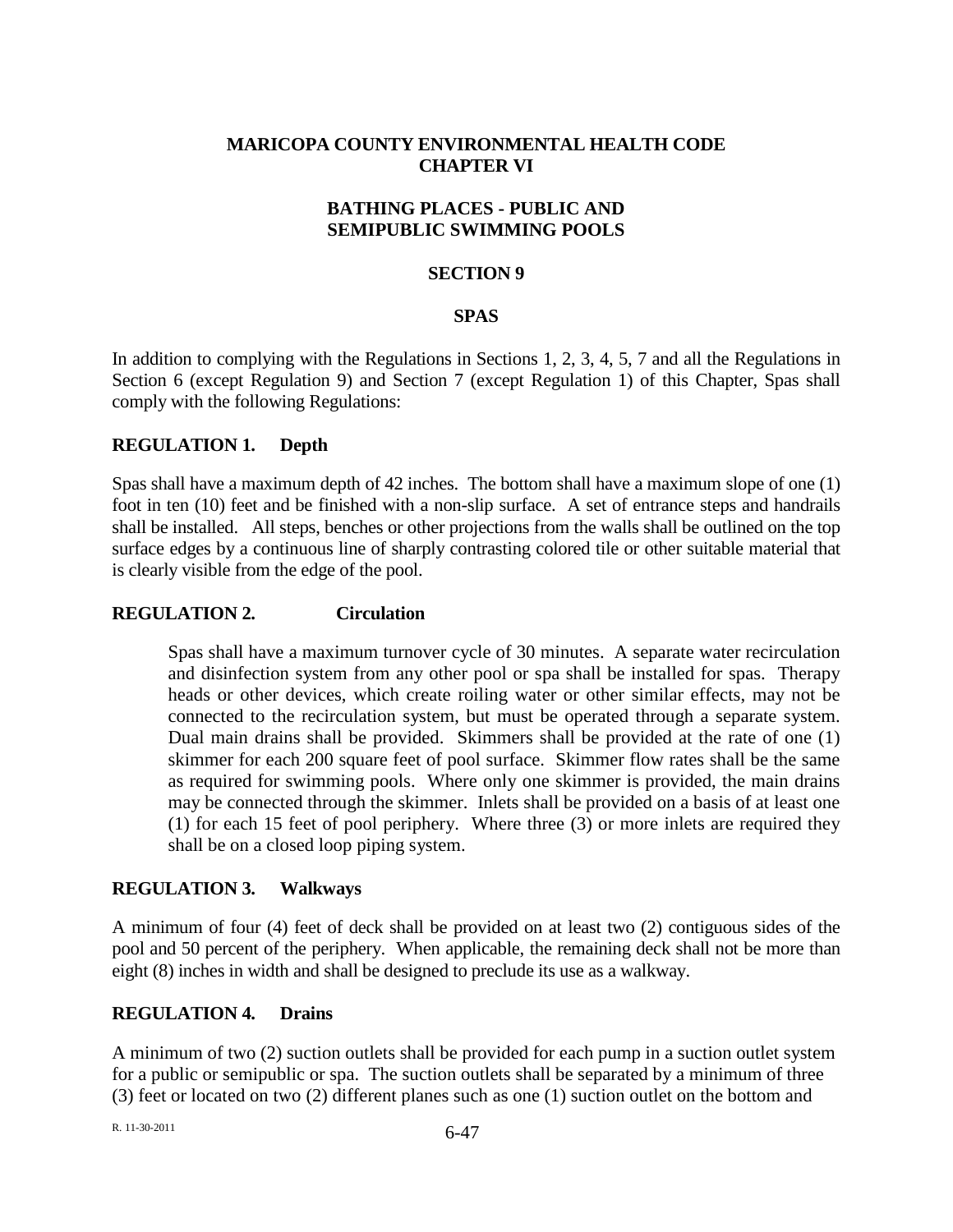# MARICOPA COUNTY ENVIRONMENTAL HEALTH CODE
# CHAPTER VI

## BATHING PLACES - PUBLIC AND SEMIPUBLIC SWIMMING POOLS

## SECTION 9

## SPAS

In addition to complying with the Regulations in Sections 1, 2, 3, 4, 5, 7 and all the Regulations in Section 6 (except Regulation 9) and Section 7 (except Regulation 1) of this Chapter, Spas shall comply with the following Regulations:

### REGULATION 1. Depth

Spas shall have a maximum depth of 42 inches. The bottom shall have a maximum slope of one (1) foot in ten (10) feet and be finished with a non-slip surface. A set of entrance steps and handrails shall be installed. All steps, benches or other projections from the walls shall be outlined on the top surface edges by a continuous line of sharply contrasting colored tile or other suitable material that is clearly visible from the edge of the pool.

### REGULATION 2. Circulation

Spas shall have a maximum turnover cycle of 30 minutes. A separate water recirculation and disinfection system from any other pool or spa shall be installed for spas. Therapy heads or other devices, which create roiling water or other similar effects, may not be connected to the recirculation system, but must be operated through a separate system. Dual main drains shall be provided. Skimmers shall be provided at the rate of one (1) skimmer for each 200 square feet of pool surface. Skimmer flow rates shall be the same as required for swimming pools. Where only one skimmer is provided, the main drains may be connected through the skimmer. Inlets shall be provided on a basis of at least one (1) for each 15 feet of pool periphery. Where three (3) or more inlets are required they shall be on a closed loop piping system.

### REGULATION 3. Walkways

A minimum of four (4) feet of deck shall be provided on at least two (2) contiguous sides of the pool and 50 percent of the periphery. When applicable, the remaining deck shall not be more than eight (8) inches in width and shall be designed to preclude its use as a walkway.

### REGULATION 4. Drains

A minimum of two (2) suction outlets shall be provided for each pump in a suction outlet system for a public or semipublic or spa. The suction outlets shall be separated by a minimum of three (3) feet or located on two (2) different planes such as one (1) suction outlet on the bottom and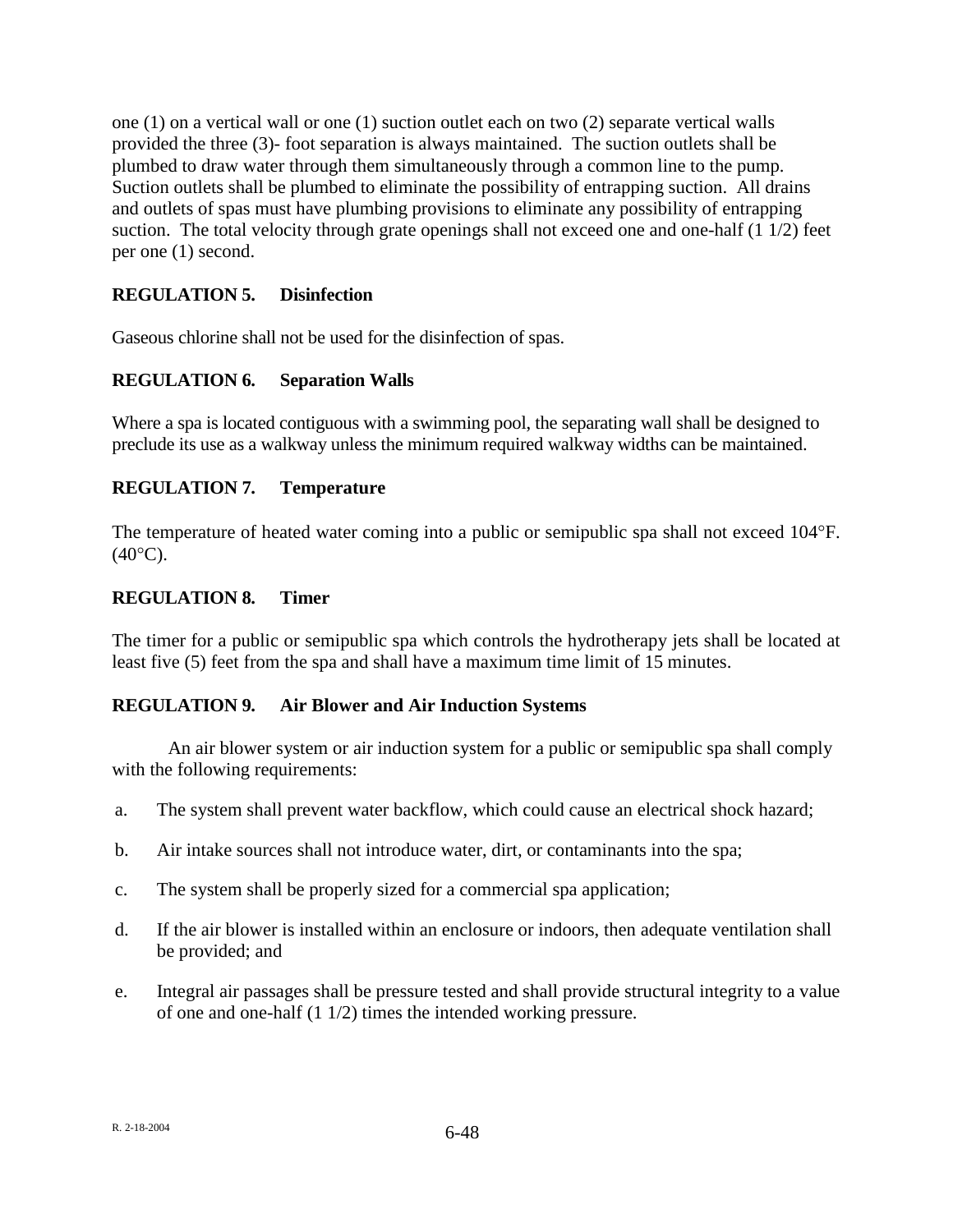one (1) on a vertical wall or one (1) suction outlet each on two (2) separate vertical walls provided the three (3)- foot separation is always maintained. The suction outlets shall be plumbed to draw water through them simultaneously through a common line to the pump. Suction outlets shall be plumbed to eliminate the possibility of entrapping suction. All drains and outlets of spas must have plumbing provisions to eliminate any possibility of entrapping suction. The total velocity through grate openings shall not exceed one and one-half (1 1/2) feet per one (1) second.

### REGULATION 5. Disinfection

Gaseous chlorine shall not be used for the disinfection of spas.

### REGULATION 6. Separation Walls

Where a spa is located contiguous with a swimming pool, the separating wall shall be designed to preclude its use as a walkway unless the minimum required walkway widths can be maintained.

### REGULATION 7. Temperature

The temperature of heated water coming into a public or semipublic spa shall not exceed 104°F. (40°C).

### REGULATION 8. Timer

The timer for a public or semipublic spa which controls the hydrotherapy jets shall be located at least five (5) feet from the spa and shall have a maximum time limit of 15 minutes.

### REGULATION 9. Air Blower and Air Induction Systems

An air blower system or air induction system for a public or semipublic spa shall comply with the following requirements:

a. The system shall prevent water backflow, which could cause an electrical shock hazard;

b. Air intake sources shall not introduce water, dirt, or contaminants into the spa;

c. The system shall be properly sized for a commercial spa application;

d. If the air blower is installed within an enclosure or indoors, then adequate ventilation shall be provided; and

e. Integral air passages shall be pressure tested and shall provide structural integrity to a value of one and one-half (1 1/2) times the intended working pressure.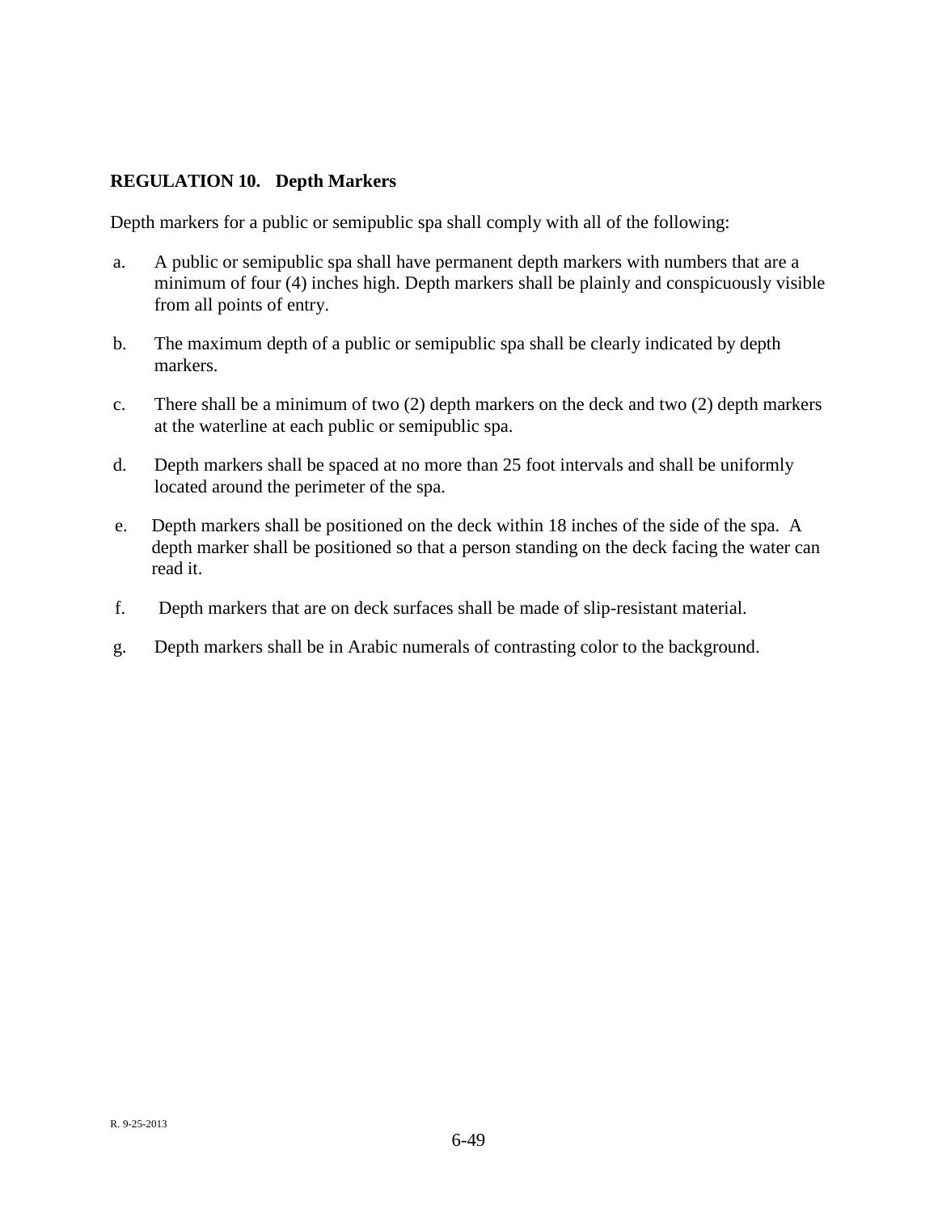**REGULATION 10. Depth Markers**

Depth markers for a public or semipublic spa shall comply with all of the following:

a. A public or semipublic spa shall have permanent depth markers with numbers that are a minimum of four (4) inches high. Depth markers shall be plainly and conspicuously visible from all points of entry.

b. The maximum depth of a public or semipublic spa shall be clearly indicated by depth markers.

c. There shall be a minimum of two (2) depth markers on the deck and two (2) depth markers at the waterline at each public or semipublic spa.

d. Depth markers shall be spaced at no more than 25 foot intervals and shall be uniformly located around the perimeter of the spa.

e. Depth markers shall be positioned on the deck within 18 inches of the side of the spa. A depth marker shall be positioned so that a person standing on the deck facing the water can read it.

f. Depth markers that are on deck surfaces shall be made of slip-resistant material.

g. Depth markers shall be in Arabic numerals of contrasting color to the background.